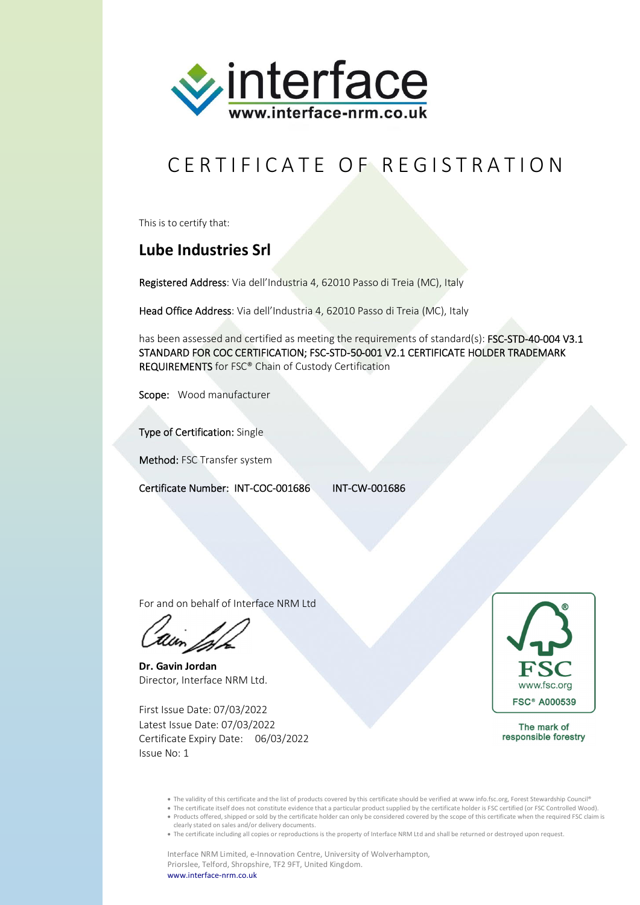interface
www.interface-nrm.co.uk

# CERTIFICATE OF REGISTRATION

This is to certify that:

## Lube Industries Srl

Registered Address: Via dell'Industria 4, 62010 Passo di Treia (MC), Italy

Head Office Address: Via dell'Industria 4, 62010 Passo di Treia (MC), Italy

has been assessed and certified as meeting the requirements of standard(s): FSC-STD-40-004 V3.1 STANDARD FOR COC CERTIFICATION; FSC-STD-50-001 V2.1 CERTIFICATE HOLDER TRADEMARK REQUIREMENTS for FSC® Chain of Custody Certification

Scope: Wood manufacturer

Type of Certification: Single

Method: FSC Transfer system

Certificate Number: INT-COC-001686 INT-CW-001686

For and on behalf of Interface NRM Ltd

**Dr. Gavin Jordan**
Director, Interface NRM Ltd.

First Issue Date: 07/03/2022
Latest Issue Date: 07/03/2022
Certificate Expiry Date: 06/03/2022
Issue No: 1

FSC
www.fsc.org
FSC® A000539
The mark of responsible forestry

- The validity of this certificate and the list of products covered by this certificate should be verified at www info.fsc.org, Forest Stewardship Council®
- The certificate itself does not constitute evidence that a particular product supplied by the certificate holder is FSC certified (or FSC Controlled Wood).
- Products offered, shipped or sold by the certificate holder can only be considered covered by the scope of this certificate when the required FSC claim is clearly stated on sales and/or delivery documents.
- The certificate including all copies or reproductions is the property of Interface NRM Ltd and shall be returned or destroyed upon request.

Interface NRM Limited, e-Innovation Centre, University of Wolverhampton,
Priorslee, Telford, Shropshire, TF2 9FT, United Kingdom.
www.interface-nrm.co.uk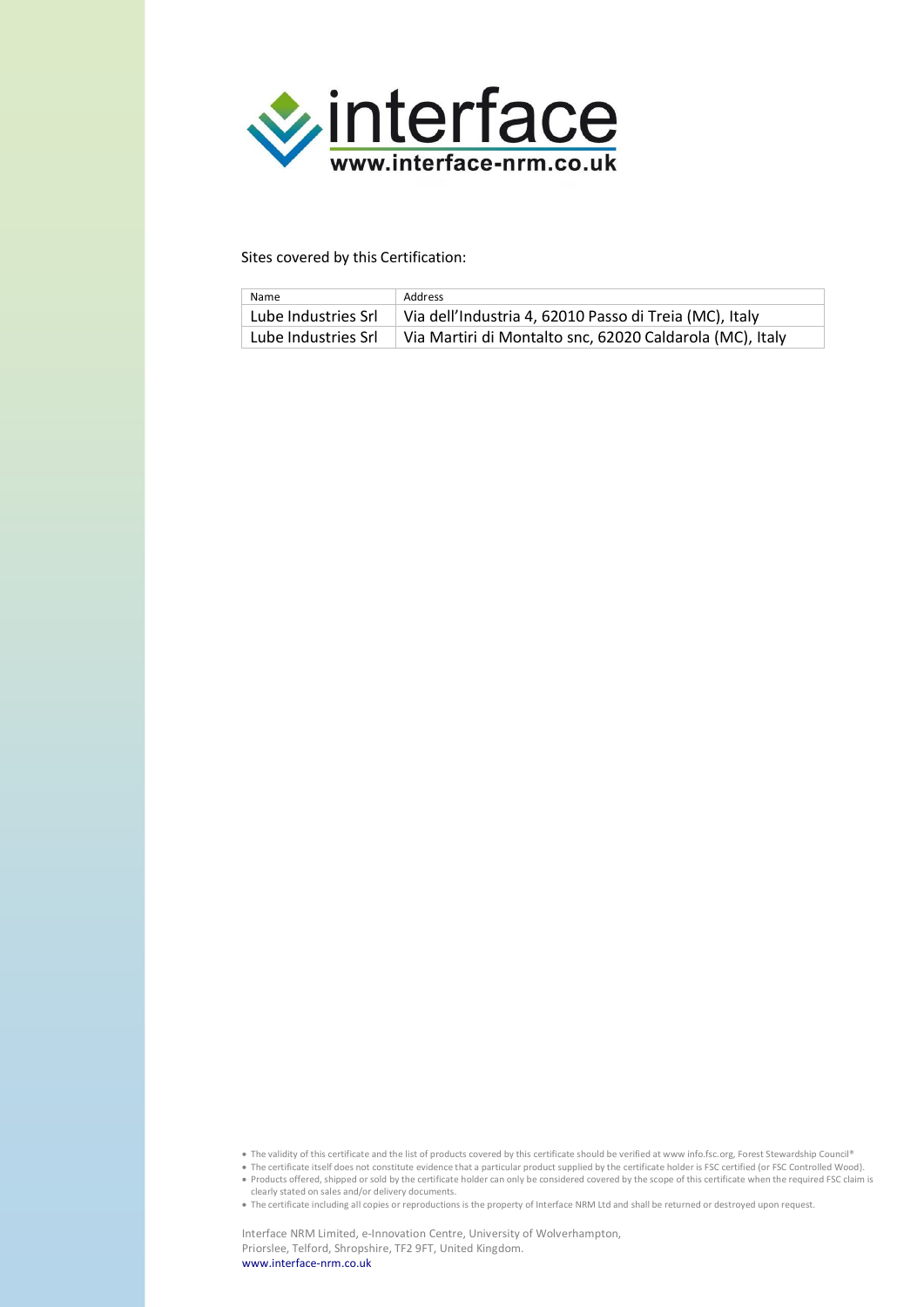interface
www.interface-nrm.co.uk

Sites covered by this Certification:

| Name | Address |
|---|---|
| Lube Industries Srl | Via dell'Industria 4, 62010 Passo di Treia (MC), Italy |
| Lube Industries Srl | Via Martiri di Montalto snc, 62020 Caldarola (MC), Italy |

- The validity of this certificate and the list of products covered by this certificate should be verified at www info.fsc.org, Forest Stewardship Council®
- The certificate itself does not constitute evidence that a particular product supplied by the certificate holder is FSC certified (or FSC Controlled Wood).
- Products offered, shipped or sold by the certificate holder can only be considered covered by the scope of this certificate when the required FSC claim is clearly stated on sales and/or delivery documents.
- The certificate including all copies or reproductions is the property of Interface NRM Ltd and shall be returned or destroyed upon request.

Interface NRM Limited, e-Innovation Centre, University of Wolverhampton,
Priorslee, Telford, Shropshire, TF2 9FT, United Kingdom.
www.interface-nrm.co.uk